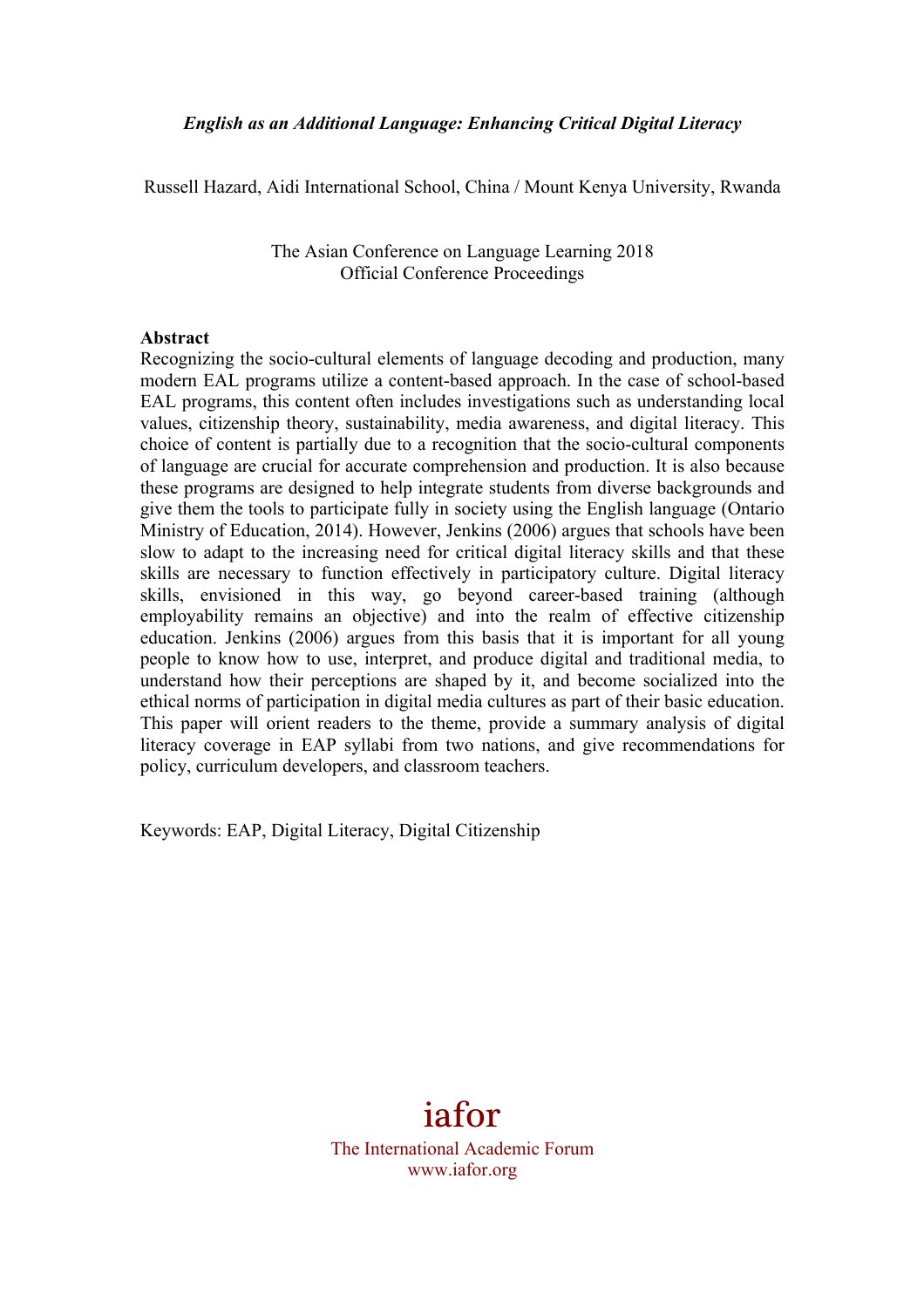# *English as an Additional Language: Enhancing Critical Digital Literacy*

Russell Hazard, Aidi International School, China / Mount Kenya University, Rwanda

The Asian Conference on Language Learning 2018
Official Conference Proceedings

**Abstract**

Recognizing the socio-cultural elements of language decoding and production, many modern EAL programs utilize a content-based approach. In the case of school-based EAL programs, this content often includes investigations such as understanding local values, citizenship theory, sustainability, media awareness, and digital literacy. This choice of content is partially due to a recognition that the socio-cultural components of language are crucial for accurate comprehension and production. It is also because these programs are designed to help integrate students from diverse backgrounds and give them the tools to participate fully in society using the English language (Ontario Ministry of Education, 2014). However, Jenkins (2006) argues that schools have been slow to adapt to the increasing need for critical digital literacy skills and that these skills are necessary to function effectively in participatory culture. Digital literacy skills, envisioned in this way, go beyond career-based training (although employability remains an objective) and into the realm of effective citizenship education. Jenkins (2006) argues from this basis that it is important for all young people to know how to use, interpret, and produce digital and traditional media, to understand how their perceptions are shaped by it, and become socialized into the ethical norms of participation in digital media cultures as part of their basic education. This paper will orient readers to the theme, provide a summary analysis of digital literacy coverage in EAP syllabi from two nations, and give recommendations for policy, curriculum developers, and classroom teachers.

Keywords: EAP, Digital Literacy, Digital Citizenship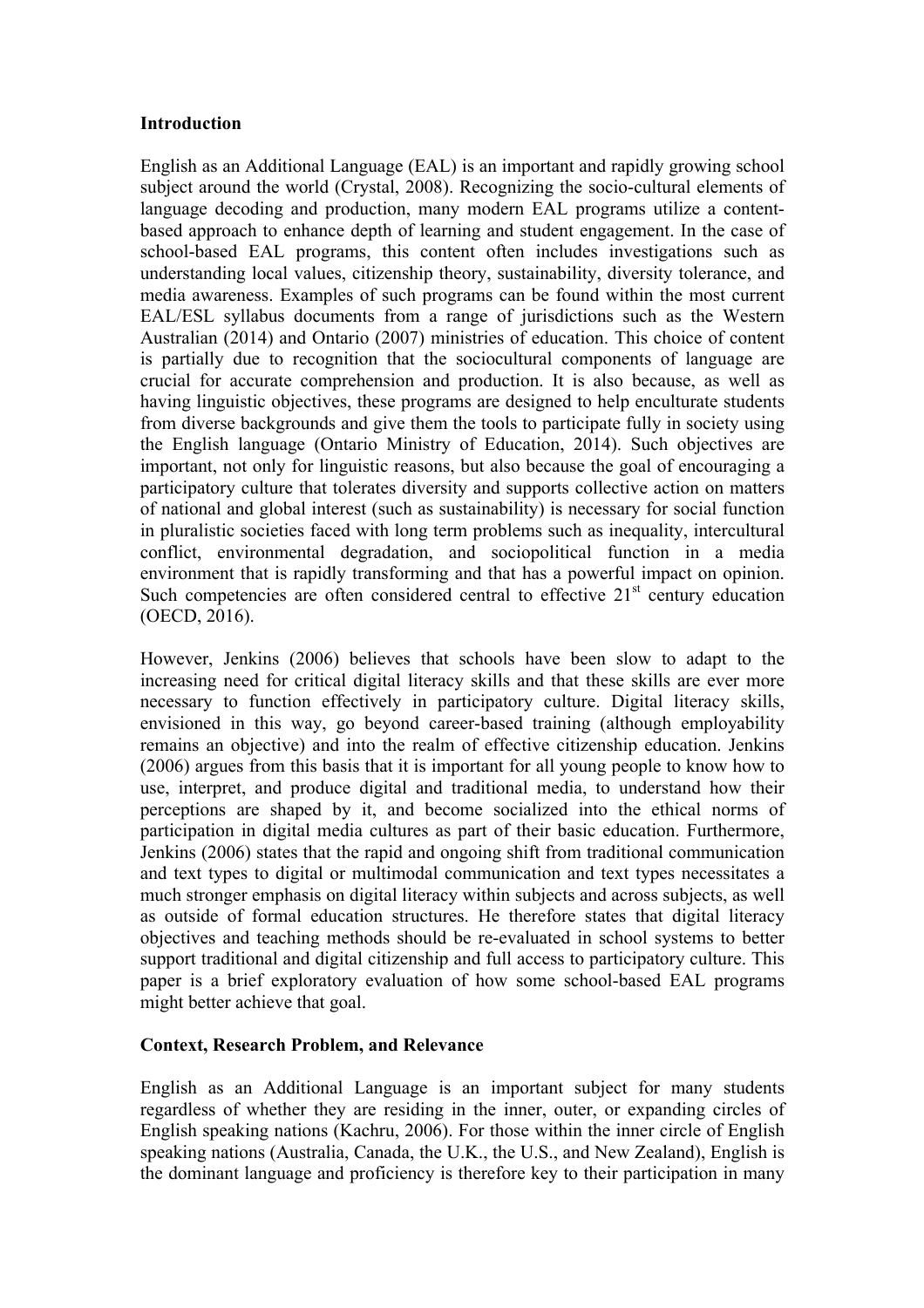## Introduction

English as an Additional Language (EAL) is an important and rapidly growing school subject around the world (Crystal, 2008). Recognizing the socio-cultural elements of language decoding and production, many modern EAL programs utilize a content-based approach to enhance depth of learning and student engagement. In the case of school-based EAL programs, this content often includes investigations such as understanding local values, citizenship theory, sustainability, diversity tolerance, and media awareness. Examples of such programs can be found within the most current EAL/ESL syllabus documents from a range of jurisdictions such as the Western Australian (2014) and Ontario (2007) ministries of education. This choice of content is partially due to recognition that the sociocultural components of language are crucial for accurate comprehension and production. It is also because, as well as having linguistic objectives, these programs are designed to help enculturate students from diverse backgrounds and give them the tools to participate fully in society using the English language (Ontario Ministry of Education, 2014). Such objectives are important, not only for linguistic reasons, but also because the goal of encouraging a participatory culture that tolerates diversity and supports collective action on matters of national and global interest (such as sustainability) is necessary for social function in pluralistic societies faced with long term problems such as inequality, intercultural conflict, environmental degradation, and sociopolitical function in a media environment that is rapidly transforming and that has a powerful impact on opinion. Such competencies are often considered central to effective 21st century education (OECD, 2016).

However, Jenkins (2006) believes that schools have been slow to adapt to the increasing need for critical digital literacy skills and that these skills are ever more necessary to function effectively in participatory culture. Digital literacy skills, envisioned in this way, go beyond career-based training (although employability remains an objective) and into the realm of effective citizenship education. Jenkins (2006) argues from this basis that it is important for all young people to know how to use, interpret, and produce digital and traditional media, to understand how their perceptions are shaped by it, and become socialized into the ethical norms of participation in digital media cultures as part of their basic education. Furthermore, Jenkins (2006) states that the rapid and ongoing shift from traditional communication and text types to digital or multimodal communication and text types necessitates a much stronger emphasis on digital literacy within subjects and across subjects, as well as outside of formal education structures. He therefore states that digital literacy objectives and teaching methods should be re-evaluated in school systems to better support traditional and digital citizenship and full access to participatory culture. This paper is a brief exploratory evaluation of how some school-based EAL programs might better achieve that goal.

## Context, Research Problem, and Relevance

English as an Additional Language is an important subject for many students regardless of whether they are residing in the inner, outer, or expanding circles of English speaking nations (Kachru, 2006). For those within the inner circle of English speaking nations (Australia, Canada, the U.K., the U.S., and New Zealand), English is the dominant language and proficiency is therefore key to their participation in many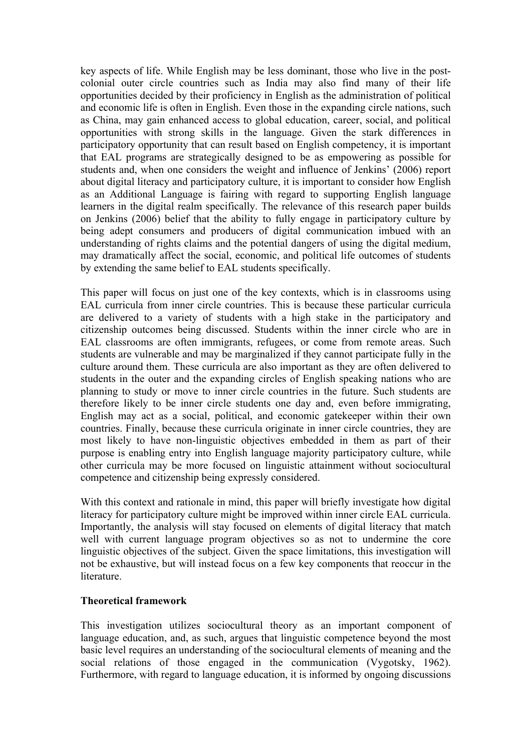key aspects of life. While English may be less dominant, those who live in the post-colonial outer circle countries such as India may also find many of their life opportunities decided by their proficiency in English as the administration of political and economic life is often in English. Even those in the expanding circle nations, such as China, may gain enhanced access to global education, career, social, and political opportunities with strong skills in the language. Given the stark differences in participatory opportunity that can result based on English competency, it is important that EAL programs are strategically designed to be as empowering as possible for students and, when one considers the weight and influence of Jenkins' (2006) report about digital literacy and participatory culture, it is important to consider how English as an Additional Language is fairing with regard to supporting English language learners in the digital realm specifically. The relevance of this research paper builds on Jenkins (2006) belief that the ability to fully engage in participatory culture by being adept consumers and producers of digital communication imbued with an understanding of rights claims and the potential dangers of using the digital medium, may dramatically affect the social, economic, and political life outcomes of students by extending the same belief to EAL students specifically.

This paper will focus on just one of the key contexts, which is in classrooms using EAL curricula from inner circle countries. This is because these particular curricula are delivered to a variety of students with a high stake in the participatory and citizenship outcomes being discussed. Students within the inner circle who are in EAL classrooms are often immigrants, refugees, or come from remote areas. Such students are vulnerable and may be marginalized if they cannot participate fully in the culture around them. These curricula are also important as they are often delivered to students in the outer and the expanding circles of English speaking nations who are planning to study or move to inner circle countries in the future. Such students are therefore likely to be inner circle students one day and, even before immigrating, English may act as a social, political, and economic gatekeeper within their own countries. Finally, because these curricula originate in inner circle countries, they are most likely to have non-linguistic objectives embedded in them as part of their purpose is enabling entry into English language majority participatory culture, while other curricula may be more focused on linguistic attainment without sociocultural competence and citizenship being expressly considered.

With this context and rationale in mind, this paper will briefly investigate how digital literacy for participatory culture might be improved within inner circle EAL curricula. Importantly, the analysis will stay focused on elements of digital literacy that match well with current language program objectives so as not to undermine the core linguistic objectives of the subject. Given the space limitations, this investigation will not be exhaustive, but will instead focus on a few key components that reoccur in the literature.

**Theoretical framework**

This investigation utilizes sociocultural theory as an important component of language education, and, as such, argues that linguistic competence beyond the most basic level requires an understanding of the sociocultural elements of meaning and the social relations of those engaged in the communication (Vygotsky, 1962). Furthermore, with regard to language education, it is informed by ongoing discussions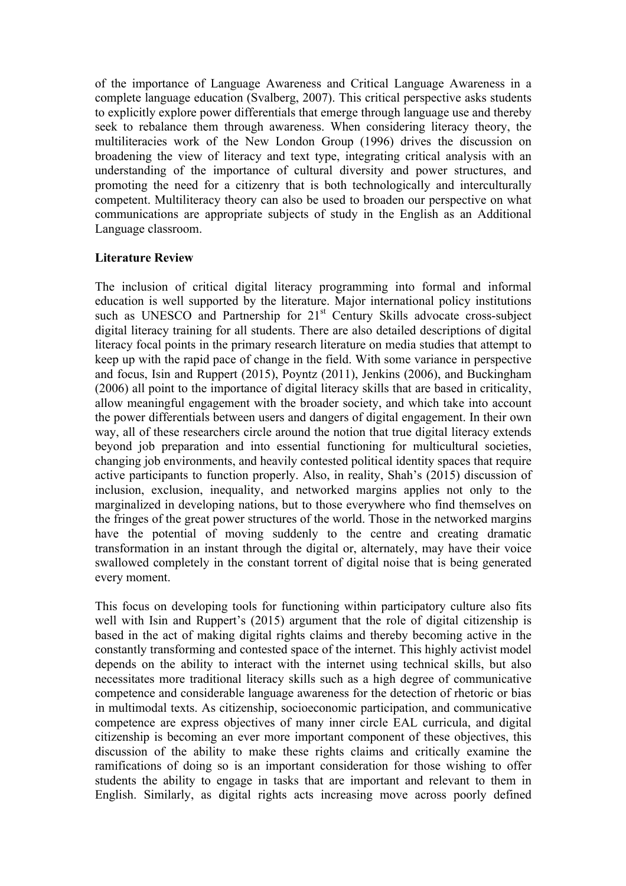of the importance of Language Awareness and Critical Language Awareness in a complete language education (Svalberg, 2007). This critical perspective asks students to explicitly explore power differentials that emerge through language use and thereby seek to rebalance them through awareness. When considering literacy theory, the multiliteracies work of the New London Group (1996) drives the discussion on broadening the view of literacy and text type, integrating critical analysis with an understanding of the importance of cultural diversity and power structures, and promoting the need for a citizenry that is both technologically and interculturally competent. Multiliteracy theory can also be used to broaden our perspective on what communications are appropriate subjects of study in the English as an Additional Language classroom.

**Literature Review**

The inclusion of critical digital literacy programming into formal and informal education is well supported by the literature. Major international policy institutions such as UNESCO and Partnership for 21st Century Skills advocate cross-subject digital literacy training for all students. There are also detailed descriptions of digital literacy focal points in the primary research literature on media studies that attempt to keep up with the rapid pace of change in the field. With some variance in perspective and focus, Isin and Ruppert (2015), Poyntz (2011), Jenkins (2006), and Buckingham (2006) all point to the importance of digital literacy skills that are based in criticality, allow meaningful engagement with the broader society, and which take into account the power differentials between users and dangers of digital engagement. In their own way, all of these researchers circle around the notion that true digital literacy extends beyond job preparation and into essential functioning for multicultural societies, changing job environments, and heavily contested political identity spaces that require active participants to function properly. Also, in reality, Shah's (2015) discussion of inclusion, exclusion, inequality, and networked margins applies not only to the marginalized in developing nations, but to those everywhere who find themselves on the fringes of the great power structures of the world. Those in the networked margins have the potential of moving suddenly to the centre and creating dramatic transformation in an instant through the digital or, alternately, may have their voice swallowed completely in the constant torrent of digital noise that is being generated every moment.

This focus on developing tools for functioning within participatory culture also fits well with Isin and Ruppert's (2015) argument that the role of digital citizenship is based in the act of making digital rights claims and thereby becoming active in the constantly transforming and contested space of the internet. This highly activist model depends on the ability to interact with the internet using technical skills, but also necessitates more traditional literacy skills such as a high degree of communicative competence and considerable language awareness for the detection of rhetoric or bias in multimodal texts. As citizenship, socioeconomic participation, and communicative competence are express objectives of many inner circle EAL curricula, and digital citizenship is becoming an ever more important component of these objectives, this discussion of the ability to make these rights claims and critically examine the ramifications of doing so is an important consideration for those wishing to offer students the ability to engage in tasks that are important and relevant to them in English. Similarly, as digital rights acts increasing move across poorly defined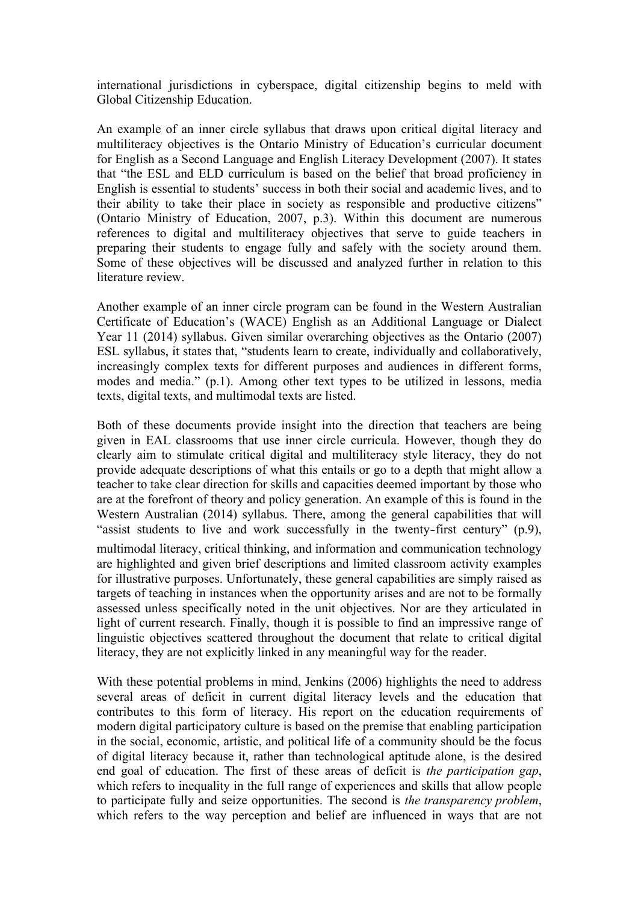international jurisdictions in cyberspace, digital citizenship begins to meld with Global Citizenship Education.

An example of an inner circle syllabus that draws upon critical digital literacy and multiliteracy objectives is the Ontario Ministry of Education's curricular document for English as a Second Language and English Literacy Development (2007). It states that "the ESL and ELD curriculum is based on the belief that broad proficiency in English is essential to students' success in both their social and academic lives, and to their ability to take their place in society as responsible and productive citizens" (Ontario Ministry of Education, 2007, p.3). Within this document are numerous references to digital and multiliteracy objectives that serve to guide teachers in preparing their students to engage fully and safely with the society around them. Some of these objectives will be discussed and analyzed further in relation to this literature review.

Another example of an inner circle program can be found in the Western Australian Certificate of Education's (WACE) English as an Additional Language or Dialect Year 11 (2014) syllabus. Given similar overarching objectives as the Ontario (2007) ESL syllabus, it states that, "students learn to create, individually and collaboratively, increasingly complex texts for different purposes and audiences in different forms, modes and media." (p.1). Among other text types to be utilized in lessons, media texts, digital texts, and multimodal texts are listed.

Both of these documents provide insight into the direction that teachers are being given in EAL classrooms that use inner circle curricula. However, though they do clearly aim to stimulate critical digital and multiliteracy style literacy, they do not provide adequate descriptions of what this entails or go to a depth that might allow a teacher to take clear direction for skills and capacities deemed important by those who are at the forefront of theory and policy generation. An example of this is found in the Western Australian (2014) syllabus. There, among the general capabilities that will "assist students to live and work successfully in the twenty-first century" (p.9), multimodal literacy, critical thinking, and information and communication technology are highlighted and given brief descriptions and limited classroom activity examples for illustrative purposes. Unfortunately, these general capabilities are simply raised as targets of teaching in instances when the opportunity arises and are not to be formally assessed unless specifically noted in the unit objectives. Nor are they articulated in light of current research. Finally, though it is possible to find an impressive range of linguistic objectives scattered throughout the document that relate to critical digital literacy, they are not explicitly linked in any meaningful way for the reader.

With these potential problems in mind, Jenkins (2006) highlights the need to address several areas of deficit in current digital literacy levels and the education that contributes to this form of literacy. His report on the education requirements of modern digital participatory culture is based on the premise that enabling participation in the social, economic, artistic, and political life of a community should be the focus of digital literacy because it, rather than technological aptitude alone, is the desired end goal of education. The first of these areas of deficit is *the participation gap*, which refers to inequality in the full range of experiences and skills that allow people to participate fully and seize opportunities. The second is *the transparency problem*, which refers to the way perception and belief are influenced in ways that are not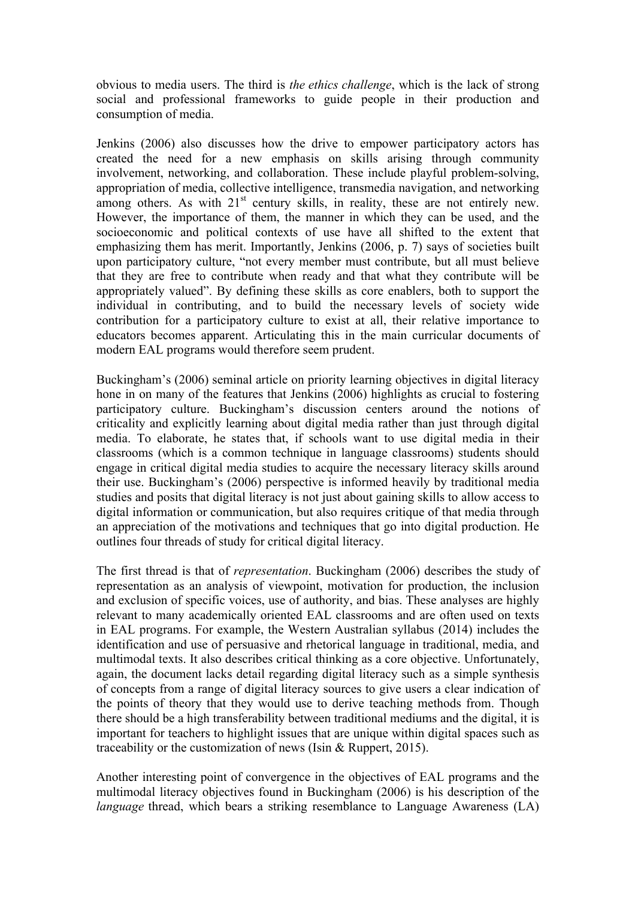obvious to media users. The third is *the ethics challenge*, which is the lack of strong social and professional frameworks to guide people in their production and consumption of media.

Jenkins (2006) also discusses how the drive to empower participatory actors has created the need for a new emphasis on skills arising through community involvement, networking, and collaboration. These include playful problem-solving, appropriation of media, collective intelligence, transmedia navigation, and networking among others. As with 21st century skills, in reality, these are not entirely new. However, the importance of them, the manner in which they can be used, and the socioeconomic and political contexts of use have all shifted to the extent that emphasizing them has merit. Importantly, Jenkins (2006, p. 7) says of societies built upon participatory culture, "not every member must contribute, but all must believe that they are free to contribute when ready and that what they contribute will be appropriately valued". By defining these skills as core enablers, both to support the individual in contributing, and to build the necessary levels of society wide contribution for a participatory culture to exist at all, their relative importance to educators becomes apparent. Articulating this in the main curricular documents of modern EAL programs would therefore seem prudent.

Buckingham's (2006) seminal article on priority learning objectives in digital literacy hone in on many of the features that Jenkins (2006) highlights as crucial to fostering participatory culture. Buckingham's discussion centers around the notions of criticality and explicitly learning about digital media rather than just through digital media. To elaborate, he states that, if schools want to use digital media in their classrooms (which is a common technique in language classrooms) students should engage in critical digital media studies to acquire the necessary literacy skills around their use. Buckingham's (2006) perspective is informed heavily by traditional media studies and posits that digital literacy is not just about gaining skills to allow access to digital information or communication, but also requires critique of that media through an appreciation of the motivations and techniques that go into digital production. He outlines four threads of study for critical digital literacy.

The first thread is that of *representation*. Buckingham (2006) describes the study of representation as an analysis of viewpoint, motivation for production, the inclusion and exclusion of specific voices, use of authority, and bias. These analyses are highly relevant to many academically oriented EAL classrooms and are often used on texts in EAL programs. For example, the Western Australian syllabus (2014) includes the identification and use of persuasive and rhetorical language in traditional, media, and multimodal texts. It also describes critical thinking as a core objective. Unfortunately, again, the document lacks detail regarding digital literacy such as a simple synthesis of concepts from a range of digital literacy sources to give users a clear indication of the points of theory that they would use to derive teaching methods from. Though there should be a high transferability between traditional mediums and the digital, it is important for teachers to highlight issues that are unique within digital spaces such as traceability or the customization of news (Isin & Ruppert, 2015).

Another interesting point of convergence in the objectives of EAL programs and the multimodal literacy objectives found in Buckingham (2006) is his description of the *language* thread, which bears a striking resemblance to Language Awareness (LA)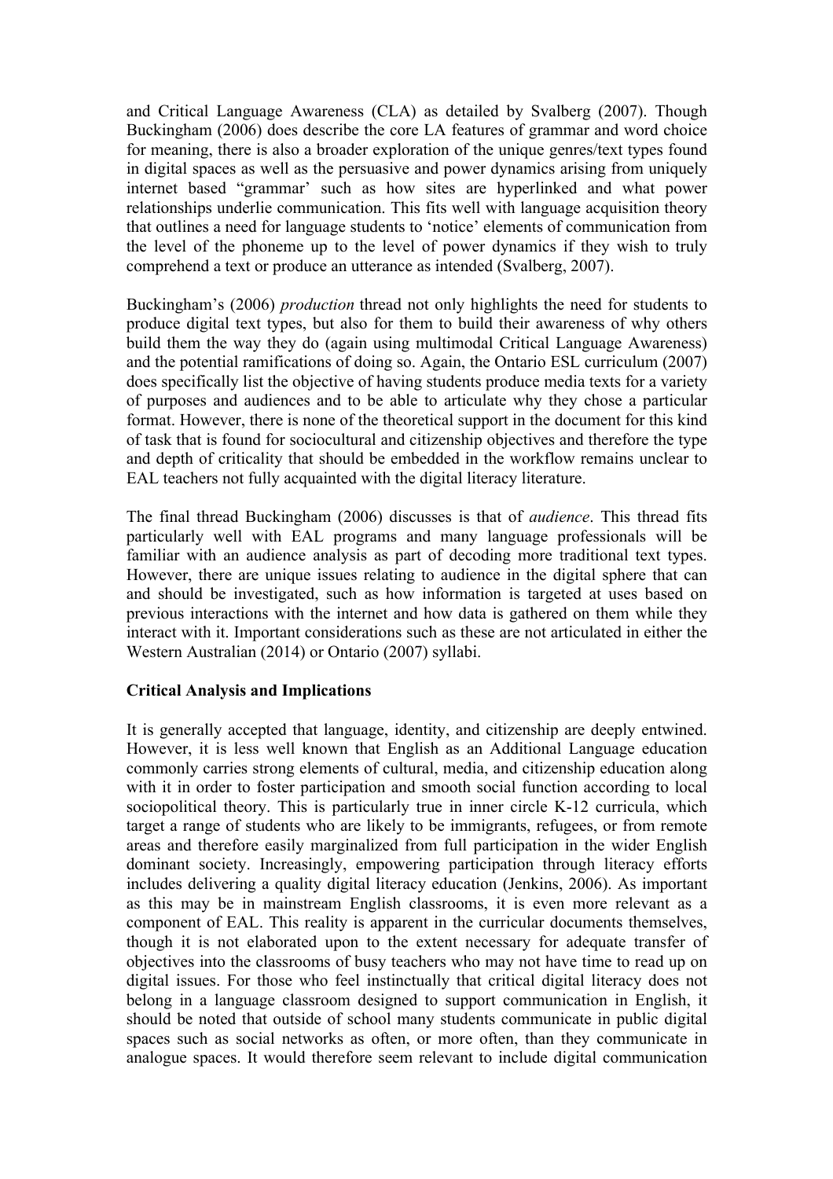and Critical Language Awareness (CLA) as detailed by Svalberg (2007). Though Buckingham (2006) does describe the core LA features of grammar and word choice for meaning, there is also a broader exploration of the unique genres/text types found in digital spaces as well as the persuasive and power dynamics arising from uniquely internet based "grammar' such as how sites are hyperlinked and what power relationships underlie communication. This fits well with language acquisition theory that outlines a need for language students to 'notice' elements of communication from the level of the phoneme up to the level of power dynamics if they wish to truly comprehend a text or produce an utterance as intended (Svalberg, 2007).

Buckingham's (2006) *production* thread not only highlights the need for students to produce digital text types, but also for them to build their awareness of why others build them the way they do (again using multimodal Critical Language Awareness) and the potential ramifications of doing so. Again, the Ontario ESL curriculum (2007) does specifically list the objective of having students produce media texts for a variety of purposes and audiences and to be able to articulate why they chose a particular format. However, there is none of the theoretical support in the document for this kind of task that is found for sociocultural and citizenship objectives and therefore the type and depth of criticality that should be embedded in the workflow remains unclear to EAL teachers not fully acquainted with the digital literacy literature.

The final thread Buckingham (2006) discusses is that of *audience*. This thread fits particularly well with EAL programs and many language professionals will be familiar with an audience analysis as part of decoding more traditional text types. However, there are unique issues relating to audience in the digital sphere that can and should be investigated, such as how information is targeted at uses based on previous interactions with the internet and how data is gathered on them while they interact with it. Important considerations such as these are not articulated in either the Western Australian (2014) or Ontario (2007) syllabi.

**Critical Analysis and Implications**

It is generally accepted that language, identity, and citizenship are deeply entwined. However, it is less well known that English as an Additional Language education commonly carries strong elements of cultural, media, and citizenship education along with it in order to foster participation and smooth social function according to local sociopolitical theory. This is particularly true in inner circle K-12 curricula, which target a range of students who are likely to be immigrants, refugees, or from remote areas and therefore easily marginalized from full participation in the wider English dominant society. Increasingly, empowering participation through literacy efforts includes delivering a quality digital literacy education (Jenkins, 2006). As important as this may be in mainstream English classrooms, it is even more relevant as a component of EAL. This reality is apparent in the curricular documents themselves, though it is not elaborated upon to the extent necessary for adequate transfer of objectives into the classrooms of busy teachers who may not have time to read up on digital issues. For those who feel instinctually that critical digital literacy does not belong in a language classroom designed to support communication in English, it should be noted that outside of school many students communicate in public digital spaces such as social networks as often, or more often, than they communicate in analogue spaces. It would therefore seem relevant to include digital communication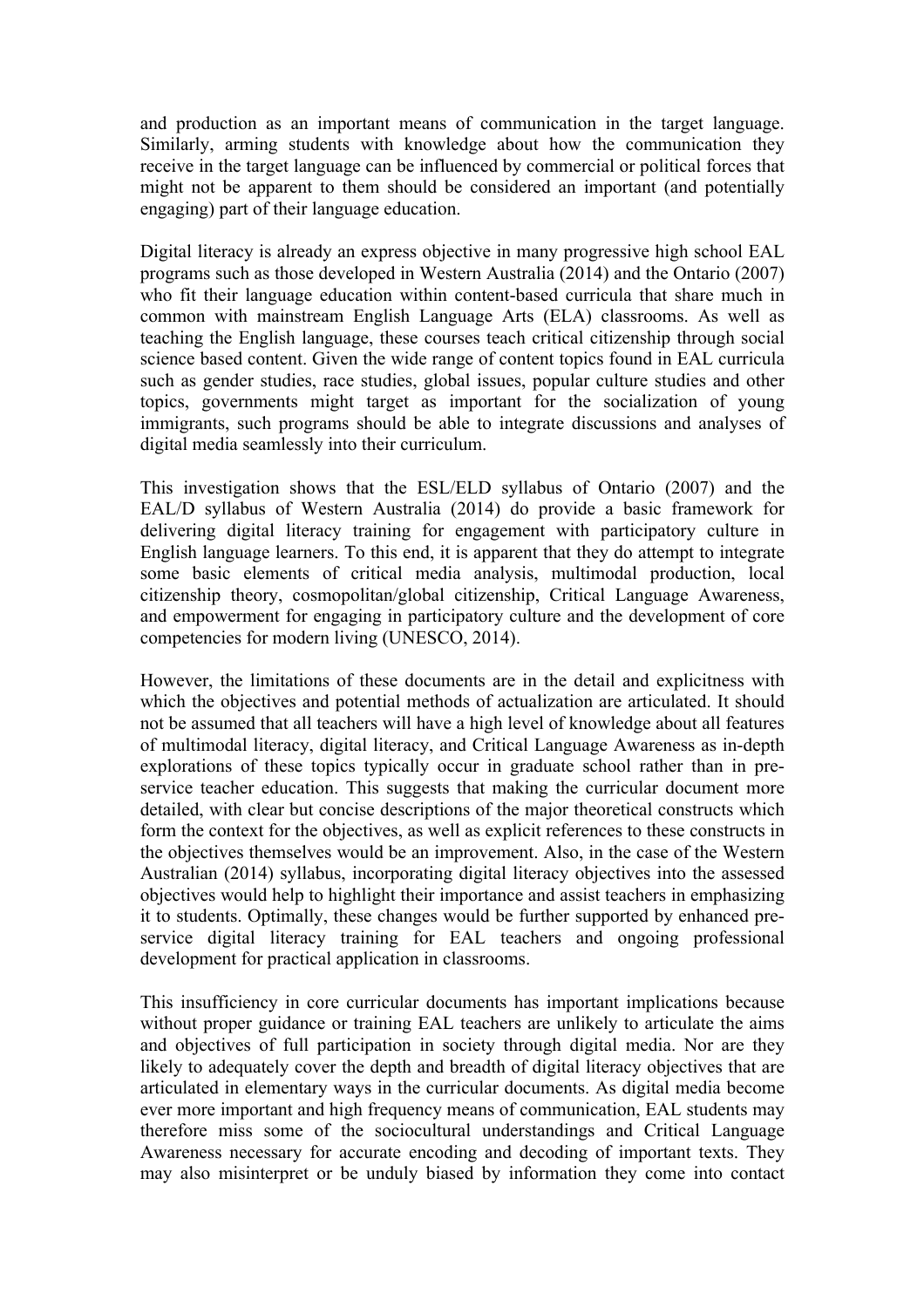and production as an important means of communication in the target language. Similarly, arming students with knowledge about how the communication they receive in the target language can be influenced by commercial or political forces that might not be apparent to them should be considered an important (and potentially engaging) part of their language education.

Digital literacy is already an express objective in many progressive high school EAL programs such as those developed in Western Australia (2014) and the Ontario (2007) who fit their language education within content-based curricula that share much in common with mainstream English Language Arts (ELA) classrooms. As well as teaching the English language, these courses teach critical citizenship through social science based content. Given the wide range of content topics found in EAL curricula such as gender studies, race studies, global issues, popular culture studies and other topics, governments might target as important for the socialization of young immigrants, such programs should be able to integrate discussions and analyses of digital media seamlessly into their curriculum.

This investigation shows that the ESL/ELD syllabus of Ontario (2007) and the EAL/D syllabus of Western Australia (2014) do provide a basic framework for delivering digital literacy training for engagement with participatory culture in English language learners. To this end, it is apparent that they do attempt to integrate some basic elements of critical media analysis, multimodal production, local citizenship theory, cosmopolitan/global citizenship, Critical Language Awareness, and empowerment for engaging in participatory culture and the development of core competencies for modern living (UNESCO, 2014).

However, the limitations of these documents are in the detail and explicitness with which the objectives and potential methods of actualization are articulated. It should not be assumed that all teachers will have a high level of knowledge about all features of multimodal literacy, digital literacy, and Critical Language Awareness as in-depth explorations of these topics typically occur in graduate school rather than in pre-service teacher education. This suggests that making the curricular document more detailed, with clear but concise descriptions of the major theoretical constructs which form the context for the objectives, as well as explicit references to these constructs in the objectives themselves would be an improvement. Also, in the case of the Western Australian (2014) syllabus, incorporating digital literacy objectives into the assessed objectives would help to highlight their importance and assist teachers in emphasizing it to students. Optimally, these changes would be further supported by enhanced pre-service digital literacy training for EAL teachers and ongoing professional development for practical application in classrooms.

This insufficiency in core curricular documents has important implications because without proper guidance or training EAL teachers are unlikely to articulate the aims and objectives of full participation in society through digital media. Nor are they likely to adequately cover the depth and breadth of digital literacy objectives that are articulated in elementary ways in the curricular documents. As digital media become ever more important and high frequency means of communication, EAL students may therefore miss some of the sociocultural understandings and Critical Language Awareness necessary for accurate encoding and decoding of important texts. They may also misinterpret or be unduly biased by information they come into contact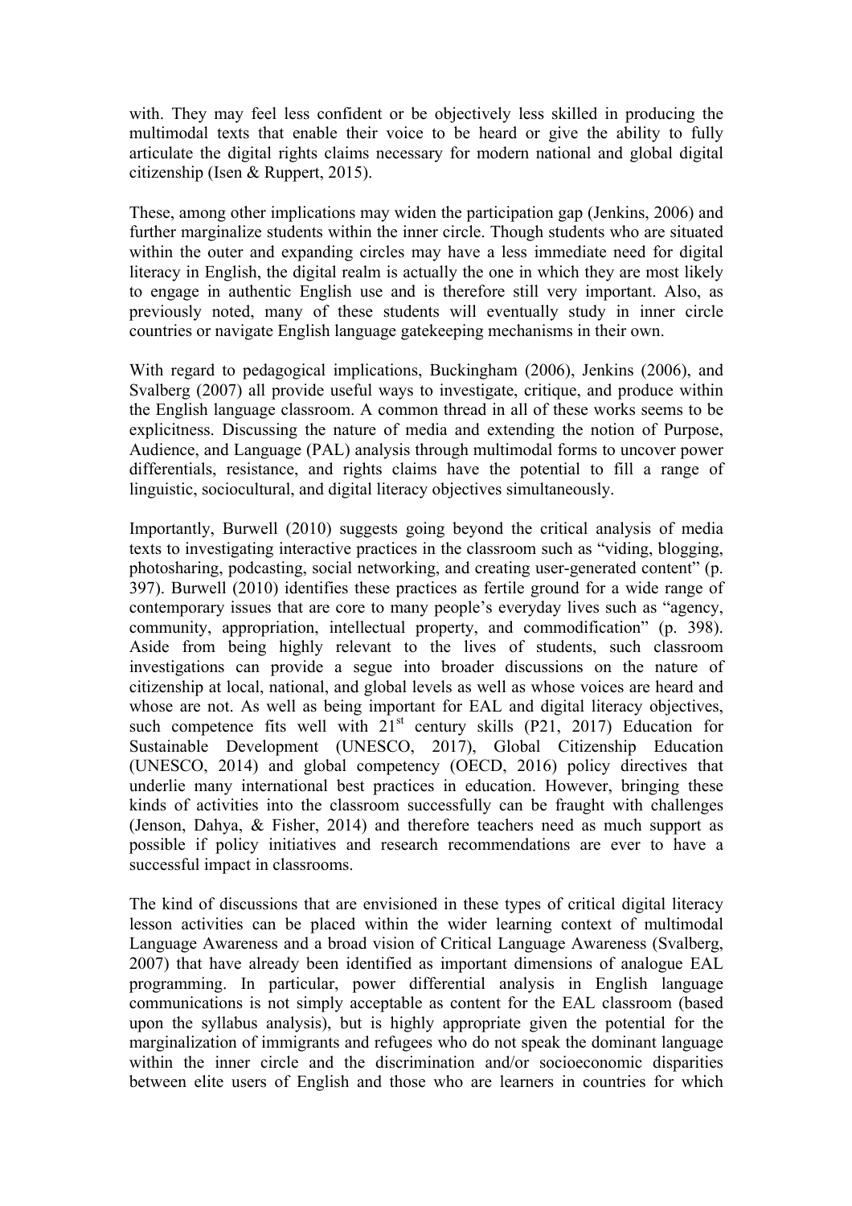with. They may feel less confident or be objectively less skilled in producing the multimodal texts that enable their voice to be heard or give the ability to fully articulate the digital rights claims necessary for modern national and global digital citizenship (Isen & Ruppert, 2015).

These, among other implications may widen the participation gap (Jenkins, 2006) and further marginalize students within the inner circle. Though students who are situated within the outer and expanding circles may have a less immediate need for digital literacy in English, the digital realm is actually the one in which they are most likely to engage in authentic English use and is therefore still very important. Also, as previously noted, many of these students will eventually study in inner circle countries or navigate English language gatekeeping mechanisms in their own.

With regard to pedagogical implications, Buckingham (2006), Jenkins (2006), and Svalberg (2007) all provide useful ways to investigate, critique, and produce within the English language classroom. A common thread in all of these works seems to be explicitness. Discussing the nature of media and extending the notion of Purpose, Audience, and Language (PAL) analysis through multimodal forms to uncover power differentials, resistance, and rights claims have the potential to fill a range of linguistic, sociocultural, and digital literacy objectives simultaneously.

Importantly, Burwell (2010) suggests going beyond the critical analysis of media texts to investigating interactive practices in the classroom such as "viding, blogging, photosharing, podcasting, social networking, and creating user-generated content" (p. 397). Burwell (2010) identifies these practices as fertile ground for a wide range of contemporary issues that are core to many people's everyday lives such as "agency, community, appropriation, intellectual property, and commodification" (p. 398). Aside from being highly relevant to the lives of students, such classroom investigations can provide a segue into broader discussions on the nature of citizenship at local, national, and global levels as well as whose voices are heard and whose are not. As well as being important for EAL and digital literacy objectives, such competence fits well with 21st century skills (P21, 2017) Education for Sustainable Development (UNESCO, 2017), Global Citizenship Education (UNESCO, 2014) and global competency (OECD, 2016) policy directives that underlie many international best practices in education. However, bringing these kinds of activities into the classroom successfully can be fraught with challenges (Jenson, Dahya, & Fisher, 2014) and therefore teachers need as much support as possible if policy initiatives and research recommendations are ever to have a successful impact in classrooms.

The kind of discussions that are envisioned in these types of critical digital literacy lesson activities can be placed within the wider learning context of multimodal Language Awareness and a broad vision of Critical Language Awareness (Svalberg, 2007) that have already been identified as important dimensions of analogue EAL programming. In particular, power differential analysis in English language communications is not simply acceptable as content for the EAL classroom (based upon the syllabus analysis), but is highly appropriate given the potential for the marginalization of immigrants and refugees who do not speak the dominant language within the inner circle and the discrimination and/or socioeconomic disparities between elite users of English and those who are learners in countries for which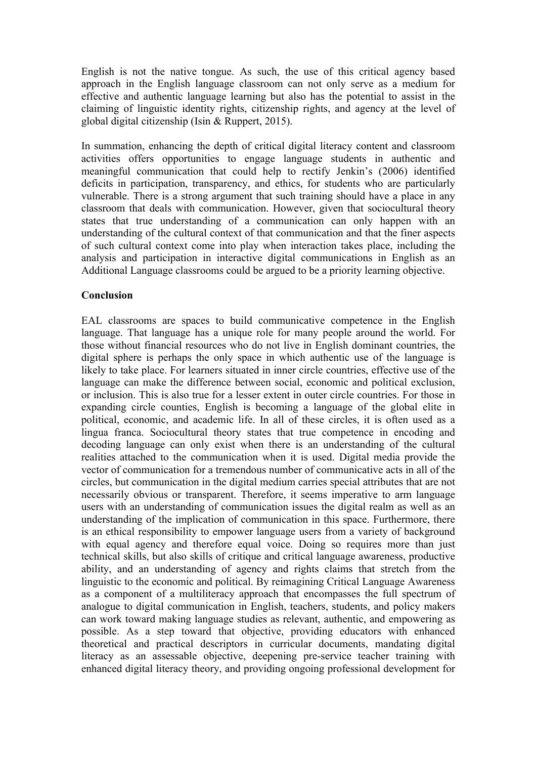English is not the native tongue. As such, the use of this critical agency based approach in the English language classroom can not only serve as a medium for effective and authentic language learning but also has the potential to assist in the claiming of linguistic identity rights, citizenship rights, and agency at the level of global digital citizenship (Isin & Ruppert, 2015).

In summation, enhancing the depth of critical digital literacy content and classroom activities offers opportunities to engage language students in authentic and meaningful communication that could help to rectify Jenkin's (2006) identified deficits in participation, transparency, and ethics, for students who are particularly vulnerable. There is a strong argument that such training should have a place in any classroom that deals with communication. However, given that sociocultural theory states that true understanding of a communication can only happen with an understanding of the cultural context of that communication and that the finer aspects of such cultural context come into play when interaction takes place, including the analysis and participation in interactive digital communications in English as an Additional Language classrooms could be argued to be a priority learning objective.

**Conclusion**

EAL classrooms are spaces to build communicative competence in the English language. That language has a unique role for many people around the world. For those without financial resources who do not live in English dominant countries, the digital sphere is perhaps the only space in which authentic use of the language is likely to take place. For learners situated in inner circle countries, effective use of the language can make the difference between social, economic and political exclusion, or inclusion. This is also true for a lesser extent in outer circle countries. For those in expanding circle counties, English is becoming a language of the global elite in political, economic, and academic life. In all of these circles, it is often used as a lingua franca. Sociocultural theory states that true competence in encoding and decoding language can only exist when there is an understanding of the cultural realities attached to the communication when it is used. Digital media provide the vector of communication for a tremendous number of communicative acts in all of the circles, but communication in the digital medium carries special attributes that are not necessarily obvious or transparent. Therefore, it seems imperative to arm language users with an understanding of communication issues the digital realm as well as an understanding of the implication of communication in this space. Furthermore, there is an ethical responsibility to empower language users from a variety of background with equal agency and therefore equal voice. Doing so requires more than just technical skills, but also skills of critique and critical language awareness, productive ability, and an understanding of agency and rights claims that stretch from the linguistic to the economic and political. By reimagining Critical Language Awareness as a component of a multiliteracy approach that encompasses the full spectrum of analogue to digital communication in English, teachers, students, and policy makers can work toward making language studies as relevant, authentic, and empowering as possible. As a step toward that objective, providing educators with enhanced theoretical and practical descriptors in curricular documents, mandating digital literacy as an assessable objective, deepening pre-service teacher training with enhanced digital literacy theory, and providing ongoing professional development for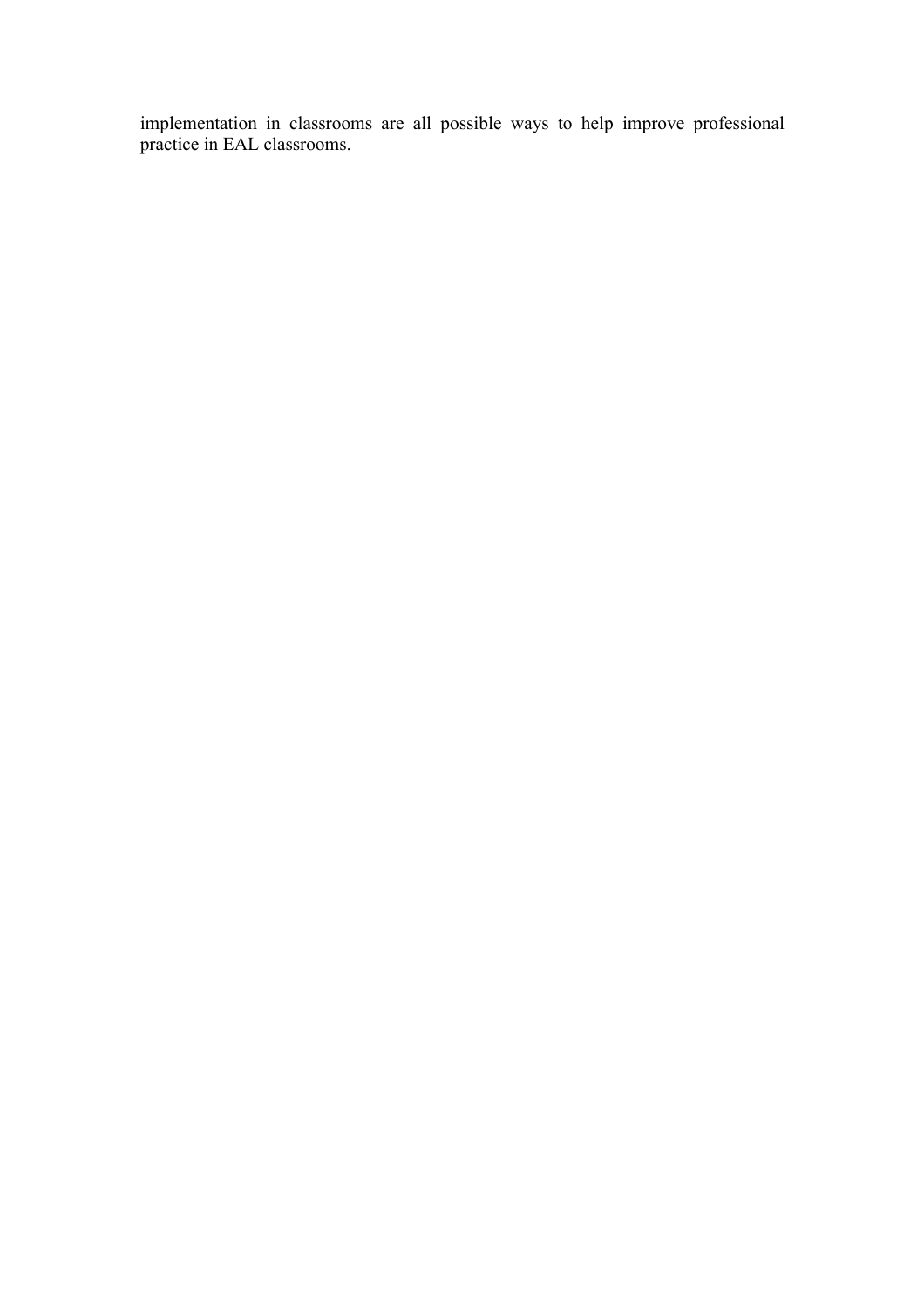implementation in classrooms are all possible ways to help improve professional practice in EAL classrooms.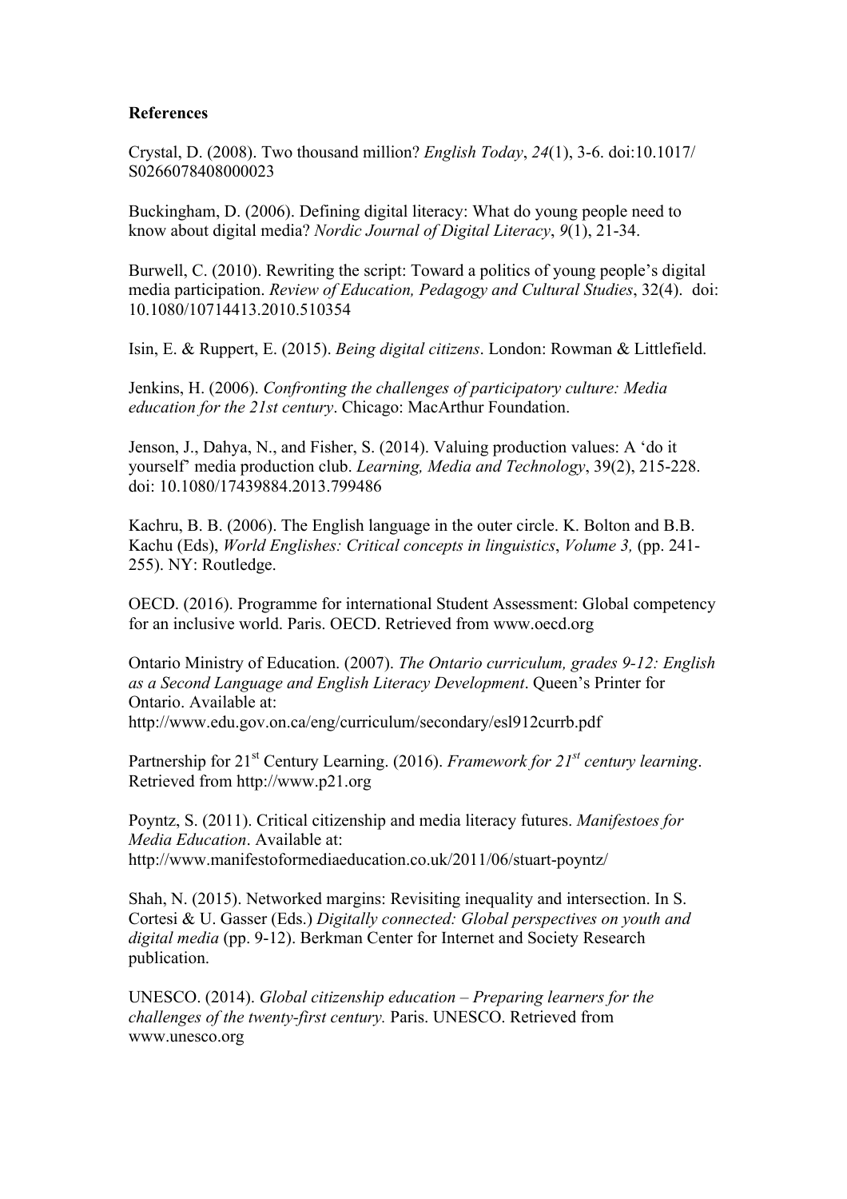**References**

Crystal, D. (2008). Two thousand million? *English Today*, *24*(1), 3-6. doi:10.1017/S0266078408000023

Buckingham, D. (2006). Defining digital literacy: What do young people need to know about digital media? *Nordic Journal of Digital Literacy*, *9*(1), 21-34.

Burwell, C. (2010). Rewriting the script: Toward a politics of young people's digital media participation. *Review of Education, Pedagogy and Cultural Studies*, 32(4). doi: 10.1080/10714413.2010.510354

Isin, E. & Ruppert, E. (2015). *Being digital citizens*. London: Rowman & Littlefield.

Jenkins, H. (2006). *Confronting the challenges of participatory culture: Media education for the 21st century*. Chicago: MacArthur Foundation.

Jenson, J., Dahya, N., and Fisher, S. (2014). Valuing production values: A 'do it yourself' media production club. *Learning, Media and Technology*, 39(2), 215-228. doi: 10.1080/17439884.2013.799486

Kachru, B. B. (2006). The English language in the outer circle. K. Bolton and B.B. Kachu (Eds), *World Englishes: Critical concepts in linguistics*, *Volume 3,* (pp. 241-255). NY: Routledge.

OECD. (2016). Programme for international Student Assessment: Global competency for an inclusive world. Paris. OECD. Retrieved from www.oecd.org

Ontario Ministry of Education. (2007). *The Ontario curriculum, grades 9-12: English as a Second Language and English Literacy Development*. Queen's Printer for Ontario. Available at: http://www.edu.gov.on.ca/eng/curriculum/secondary/esl912currb.pdf

Partnership for 21st Century Learning. (2016). *Framework for 21st century learning*. Retrieved from http://www.p21.org

Poyntz, S. (2011). Critical citizenship and media literacy futures. *Manifestoes for Media Education*. Available at: http://www.manifestoformediaeducation.co.uk/2011/06/stuart-poyntz/

Shah, N. (2015). Networked margins: Revisiting inequality and intersection. In S. Cortesi & U. Gasser (Eds.) *Digitally connected: Global perspectives on youth and digital media* (pp. 9-12). Berkman Center for Internet and Society Research publication.

UNESCO. (2014). *Global citizenship education – Preparing learners for the challenges of the twenty-first century.* Paris. UNESCO. Retrieved from www.unesco.org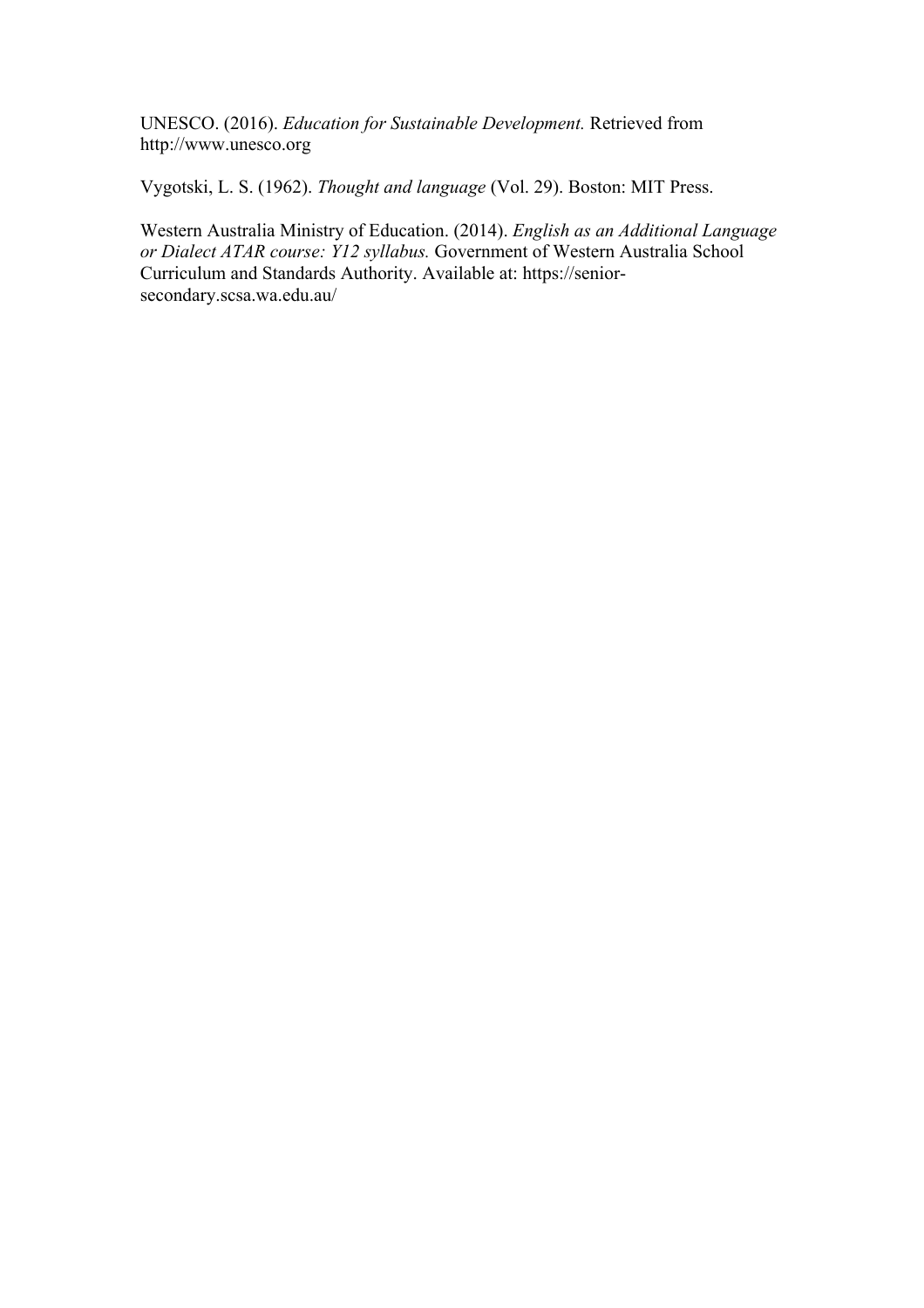UNESCO. (2016). *Education for Sustainable Development.* Retrieved from http://www.unesco.org

Vygotski, L. S. (1962). *Thought and language* (Vol. 29). Boston: MIT Press.

Western Australia Ministry of Education. (2014). *English as an Additional Language or Dialect ATAR course: Y12 syllabus.* Government of Western Australia School Curriculum and Standards Authority. Available at: https://senior-secondary.scsa.wa.edu.au/